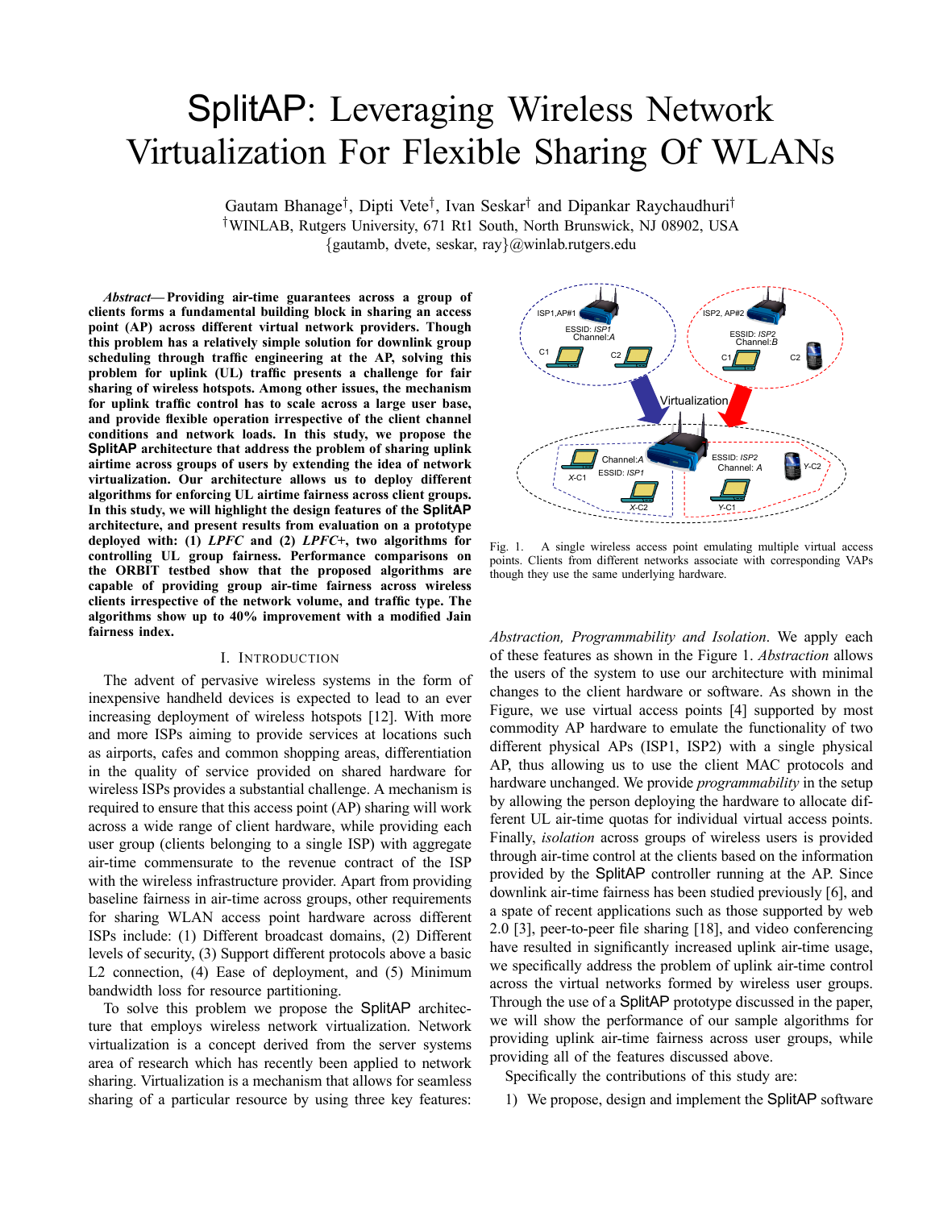# SplitAP: Leveraging Wireless Network Virtualization For Flexible Sharing Of WLANs

Gautam Bhanage[†], Dipti Vete[†], Ivan Seskar[†] and Dipankar Raychaudhuri[†]
[†]WINLAB, Rutgers University, 671 Rt1 South, North Brunswick, NJ 08902, USA
{gautamb, dvete, seskar, ray}@winlab.rutgers.edu

***Abstract*— Providing air-time guarantees across a group of clients forms a fundamental building block in sharing an access point (AP) across different virtual network providers. Though this problem has a relatively simple solution for downlink group scheduling through traffic engineering at the AP, solving this problem for uplink (UL) traffic presents a challenge for fair sharing of wireless hotspots. Among other issues, the mechanism for uplink traffic control has to scale across a large user base, and provide flexible operation irrespective of the client channel conditions and network loads. In this study, we propose the SplitAP architecture that address the problem of sharing uplink airtime across groups of users by extending the idea of network virtualization. Our architecture allows us to deploy different algorithms for enforcing UL airtime fairness across client groups. In this study, we will highlight the design features of the SplitAP architecture, and present results from evaluation on a prototype deployed with: (1) *LPFC* and (2) *LPFC*+, two algorithms for controlling UL group fairness. Performance comparisons on the ORBIT testbed show that the proposed algorithms are capable of providing group air-time fairness across wireless clients irrespective of the network volume, and traffic type. The algorithms show up to 40% improvement with a modified Jain fairness index.**

## I. Introduction

The advent of pervasive wireless systems in the form of inexpensive handheld devices is expected to lead to an ever increasing deployment of wireless hotspots [12]. With more and more ISPs aiming to provide services at locations such as airports, cafes and common shopping areas, differentiation in the quality of service provided on shared hardware for wireless ISPs provides a substantial challenge. A mechanism is required to ensure that this access point (AP) sharing will work across a wide range of client hardware, while providing each user group (clients belonging to a single ISP) with aggregate air-time commensurate to the revenue contract of the ISP with the wireless infrastructure provider. Apart from providing baseline fairness in air-time across groups, other requirements for sharing WLAN access point hardware across different ISPs include: (1) Different broadcast domains, (2) Different levels of security, (3) Support different protocols above a basic L2 connection, (4) Ease of deployment, and (5) Minimum bandwidth loss for resource partitioning.

To solve this problem we propose the SplitAP architecture that employs wireless network virtualization. Network virtualization is a concept derived from the server systems area of research which has recently been applied to network sharing. Virtualization is a mechanism that allows for seamless sharing of a particular resource by using three key features: *Abstraction, Programmability and Isolation*. We apply each of these features as shown in the Figure 1. *Abstraction* allows the users of the system to use our architecture with minimal changes to the client hardware or software. As shown in the Figure, we use virtual access points [4] supported by most commodity AP hardware to emulate the functionality of two different physical APs (ISP1, ISP2) with a single physical AP, thus allowing us to use the client MAC protocols and hardware unchanged. We provide *programmability* in the setup by allowing the person deploying the hardware to allocate different UL air-time quotas for individual virtual access points. Finally, *isolation* across groups of wireless users is provided through air-time control at the clients based on the information provided by the SplitAP controller running at the AP. Since downlink air-time fairness has been studied previously [6], and a spate of recent applications such as those supported by web 2.0 [3], peer-to-peer file sharing [18], and video conferencing have resulted in significantly increased uplink air-time usage, we specifically address the problem of uplink air-time control across the virtual networks formed by wireless user groups. Through the use of a SplitAP prototype discussed in the paper, we will show the performance of our sample algorithms for providing uplink air-time fairness across user groups, while providing all of the features discussed above.

ISP1,AP#1
ESSID: ISP1
Channel:A
C1
C2
ISP2, AP#2
ESSID: ISP2
Channel:B
C1
C2
Virtualization
Channel:A
ESSID: ISP1
X-C1
X-C2
ESSID: ISP2
Channel: A
Y-C2
Y-C1

Fig. 1. A single wireless access point emulating multiple virtual access points. Clients from different networks associate with corresponding VAPs though they use the same underlying hardware.

Specifically the contributions of this study are:

1) We propose, design and implement the SplitAP software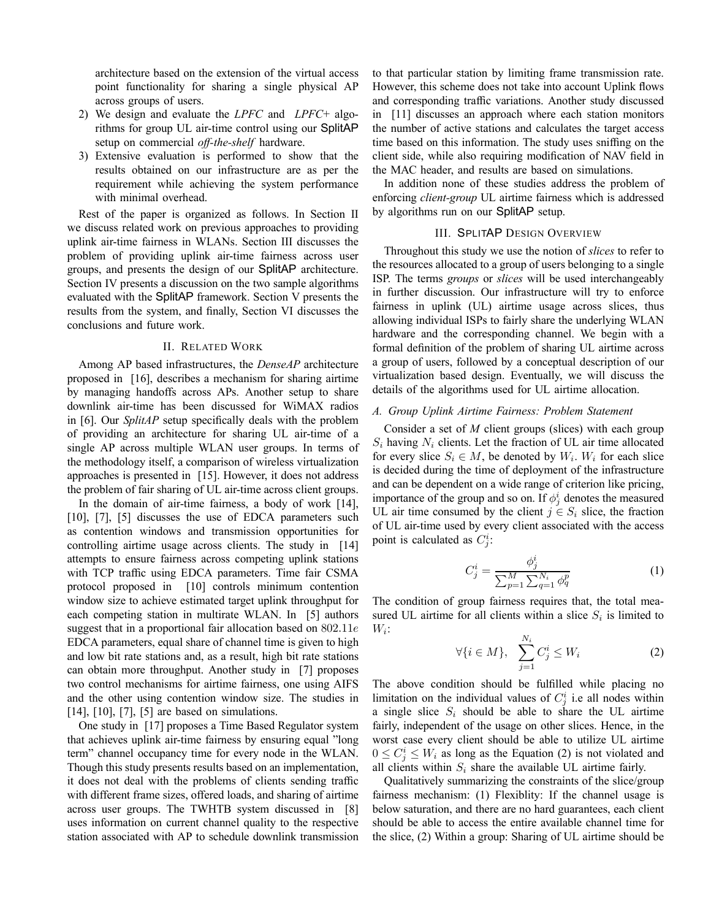architecture based on the extension of the virtual access point functionality for sharing a single physical AP across groups of users.

2) We design and evaluate the *LPFC* and *LPFC+* algorithms for group UL air-time control using our SplitAP setup on commercial *off-the-shelf* hardware.
3) Extensive evaluation is performed to show that the results obtained on our infrastructure are as per the requirement while achieving the system performance with minimal overhead.

Rest of the paper is organized as follows. In Section II we discuss related work on previous approaches to providing uplink air-time fairness in WLANs. Section III discusses the problem of providing uplink air-time fairness across user groups, and presents the design of our SplitAP architecture. Section IV presents a discussion on the two sample algorithms evaluated with the SplitAP framework. Section V presents the results from the system, and finally, Section VI discusses the conclusions and future work.

## II. Related Work

Among AP based infrastructures, the *DenseAP* architecture proposed in [16], describes a mechanism for sharing airtime by managing handoffs across APs. Another setup to share downlink air-time has been discussed for WiMAX radios in [6]. Our *SplitAP* setup specifically deals with the problem of providing an architecture for sharing UL air-time of a single AP across multiple WLAN user groups. In terms of the methodology itself, a comparison of wireless virtualization approaches is presented in [15]. However, it does not address the problem of fair sharing of UL air-time across client groups.

In the domain of air-time fairness, a body of work [14], [10], [7], [5] discusses the use of EDCA parameters such as contention windows and transmission opportunities for controlling airtime usage across clients. The study in [14] attempts to ensure fairness across competing uplink stations with TCP traffic using EDCA parameters. Time fair CSMA protocol proposed in [10] controls minimum contention window size to achieve estimated target uplink throughput for each competing station in multirate WLAN. In [5] authors suggest that in a proportional fair allocation based on $802.11e$ EDCA parameters, equal share of channel time is given to high and low bit rate stations and, as a result, high bit rate stations can obtain more throughput. Another study in [7] proposes two control mechanisms for airtime fairness, one using AIFS and the other using contention window size. The studies in [14], [10], [7], [5] are based on simulations.

One study in [17] proposes a Time Based Regulator system that achieves uplink air-time fairness by ensuring equal "long term" channel occupancy time for every node in the WLAN. Though this study presents results based on an implementation, it does not deal with the problems of clients sending traffic with different frame sizes, offered loads, and sharing of airtime across user groups. The TWHTB system discussed in [8] uses information on current channel quality to the respective station associated with AP to schedule downlink transmission to that particular station by limiting frame transmission rate. However, this scheme does not take into account Uplink flows and corresponding traffic variations. Another study discussed in [11] discusses an approach where each station monitors the number of active stations and calculates the target access time based on this information. The study uses sniffing on the client side, while also requiring modification of NAV field in the MAC header, and results are based on simulations.

In addition none of these studies address the problem of enforcing *client-group* UL airtime fairness which is addressed by algorithms run on our SplitAP setup.

## III. SplitAP Design Overview

Throughout this study we use the notion of *slices* to refer to the resources allocated to a group of users belonging to a single ISP. The terms *groups* or *slices* will be used interchangeably in further discussion. Our infrastructure will try to enforce fairness in uplink (UL) airtime usage across slices, thus allowing individual ISPs to fairly share the underlying WLAN hardware and the corresponding channel. We begin with a formal definition of the problem of sharing UL airtime across a group of users, followed by a conceptual description of our virtualization based design. Eventually, we will discuss the details of the algorithms used for UL airtime allocation.

### A. Group Uplink Airtime Fairness: Problem Statement

Consider a set of *M* client groups (slices) with each group $S_i$ having $N_i$ clients. Let the fraction of UL air time allocated for every slice $S_i \in M$, be denoted by $W_i$. $W_i$ for each slice is decided during the time of deployment of the infrastructure and can be dependent on a wide range of criterion like pricing, importance of the group and so on. If $\phi^i_j$ denotes the measured UL air time consumed by the client $j \in S_i$ slice, the fraction of UL air-time used by every client associated with the access point is calculated as $C^i_j$:

$$C^i_j = \frac{\phi^i_j}{\sum_{p=1}^{M} \sum_{q=1}^{N_i} \phi^p_q} \tag{1}$$

The condition of group fairness requires that, the total measured UL airtime for all clients within a slice $S_i$ is limited to $W_i$:

$$\forall \{i \in M\}, \quad \sum_{j=1}^{N_i} C^i_j \leq W_i \tag{2}$$

The above condition should be fulfilled while placing no limitation on the individual values of $C^i_j$ i.e all nodes within a single slice $S_i$ should be able to share the UL airtime fairly, independent of the usage on other slices. Hence, in the worst case every client should be able to utilize UL airtime $0 \leq C^i_j \leq W_i$ as long as the Equation (2) is not violated and all clients within $S_i$ share the available UL airtime fairly.

Qualitatively summarizing the constraints of the slice/group fairness mechanism: (1) Flexiblity: If the channel usage is below saturation, and there are no hard guarantees, each client should be able to access the entire available channel time for the slice, (2) Within a group: Sharing of UL airtime should be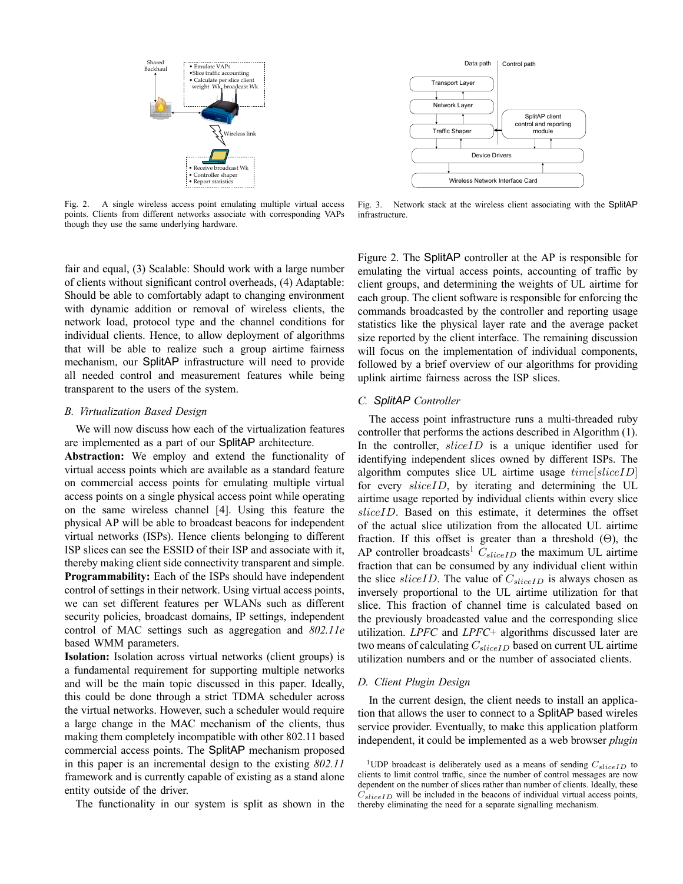Shared Backhaul

• Emulate VAPs
• Slice traffic accounting
• Calculate per slice client weight Wk, broadcast Wk

Wireless link

• Receive broadcast Wk
• Controller shaper
• Report statistics

Fig. 2. A single wireless access point emulating multiple virtual access points. Clients from different networks associate with corresponding VAPs though they use the same underlying hardware.

Data path

Control path

Transport Layer

Network Layer

SplitAP client control and reporting module

Traffic Shaper

Device Drivers

Wireless Network Interface Card

Fig. 3. Network stack at the wireless client associating with the SplitAP infrastructure.

fair and equal, (3) Scalable: Should work with a large number of clients without significant control overheads, (4) Adaptable: Should be able to comfortably adapt to changing environment with dynamic addition or removal of wireless clients, the network load, protocol type and the channel conditions for individual clients. Hence, to allow deployment of algorithms that will be able to realize such a group airtime fairness mechanism, our SplitAP infrastructure will need to provide all needed control and measurement features while being transparent to the users of the system.

### B. Virtualization Based Design

We will now discuss how each of the virtualization features are implemented as a part of our SplitAP architecture.

**Abstraction:** We employ and extend the functionality of virtual access points which are available as a standard feature on commercial access points for emulating multiple virtual access points on a single physical access point while operating on the same wireless channel [4]. Using this feature the physical AP will be able to broadcast beacons for independent virtual networks (ISPs). Hence clients belonging to different ISP slices can see the ESSID of their ISP and associate with it, thereby making client side connectivity transparent and simple.

**Programmability:** Each of the ISPs should have independent control of settings in their network. Using virtual access points, we can set different features per WLANs such as different security policies, broadcast domains, IP settings, independent control of MAC settings such as aggregation and *802.11e* based WMM parameters.

**Isolation:** Isolation across virtual networks (client groups) is a fundamental requirement for supporting multiple networks and will be the main topic discussed in this paper. Ideally, this could be done through a strict TDMA scheduler across the virtual networks. However, such a scheduler would require a large change in the MAC mechanism of the clients, thus making them completely incompatible with other 802.11 based commercial access points. The SplitAP mechanism proposed in this paper is an incremental design to the existing *802.11* framework and is currently capable of existing as a stand alone entity outside of the driver.

The functionality in our system is split as shown in the Figure 2. The SplitAP controller at the AP is responsible for emulating the virtual access points, accounting of traffic by client groups, and determining the weights of UL airtime for each group. The client software is responsible for enforcing the commands broadcasted by the controller and reporting usage statistics like the physical layer rate and the average packet size reported by the client interface. The remaining discussion will focus on the implementation of individual components, followed by a brief overview of our algorithms for providing uplink airtime fairness across the ISP slices.

### C. SplitAP Controller

The access point infrastructure runs a multi-threaded ruby controller that performs the actions described in Algorithm (1). In the controller, $sliceID$ is a unique identifier used for identifying independent slices owned by different ISPs. The algorithm computes slice UL airtime usage $time[sliceID]$ for every $sliceID$, by iterating and determining the UL airtime usage reported by individual clients within every slice $sliceID$. Based on this estimate, it determines the offset of the actual slice utilization from the allocated UL airtime fraction. If this offset is greater than a threshold ($\Theta$), the AP controller broadcasts[1] $C_{sliceID}$ the maximum UL airtime fraction that can be consumed by any individual client within the slice $sliceID$. The value of $C_{sliceID}$ is always chosen as inversely proportional to the UL airtime utilization for that slice. This fraction of channel time is calculated based on the previously broadcasted value and the corresponding slice utilization. *LPFC* and *LPFC+* algorithms discussed later are two means of calculating $C_{sliceID}$ based on current UL airtime utilization numbers and or the number of associated clients.

### D. Client Plugin Design

In the current design, the client needs to install an application that allows the user to connect to a SplitAP based wireless service provider. Eventually, to make this application platform independent, it could be implemented as a web browser *plugin*

[1]UDP broadcast is deliberately used as a means of sending $C_{sliceID}$ to clients to limit control traffic, since the number of control messages are now dependent on the number of slices rather than number of clients. Ideally, these $C_{sliceID}$ will be included in the beacons of individual virtual access points, thereby eliminating the need for a separate signalling mechanism.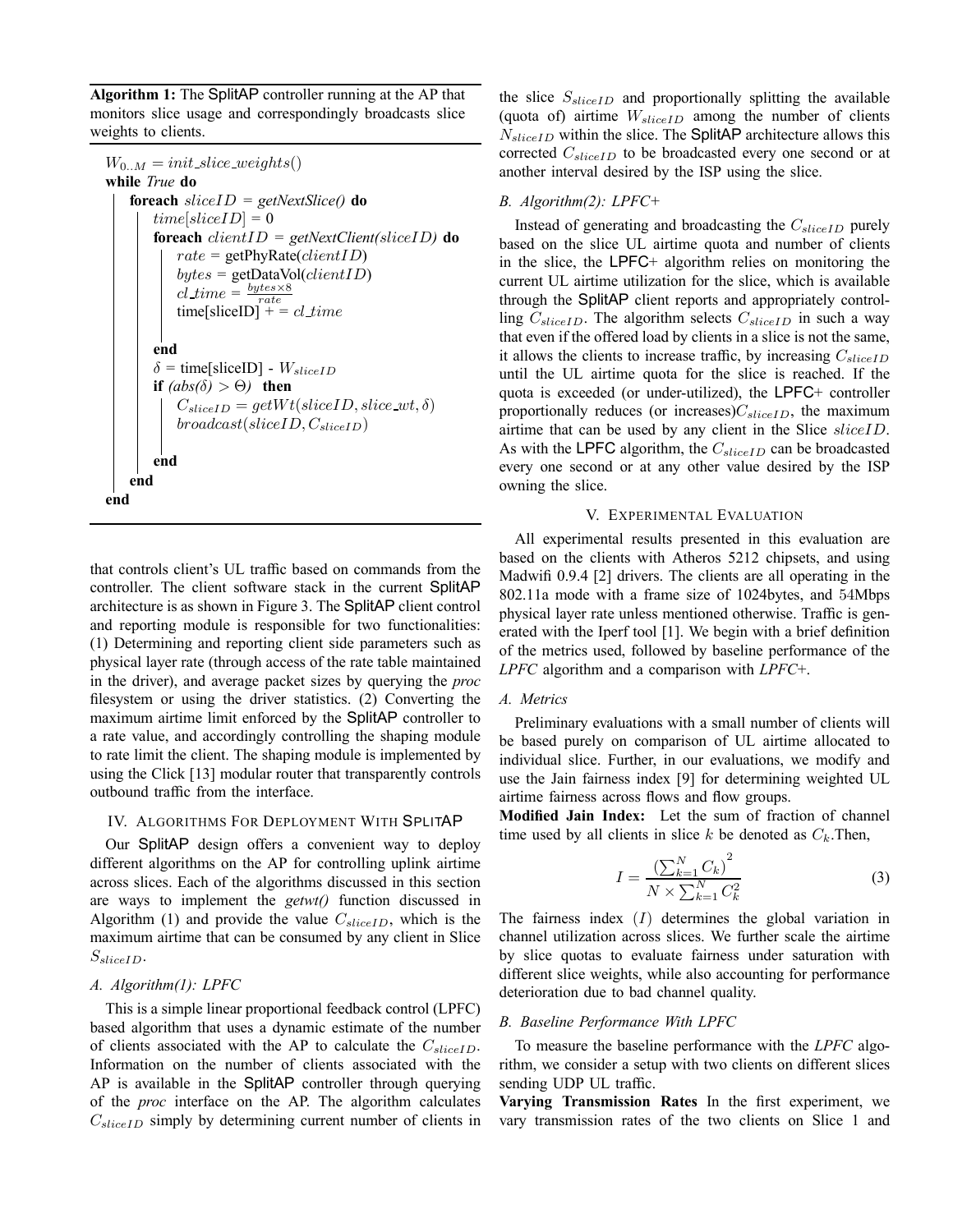**Algorithm 1:** The SplitAP controller running at the AP that monitors slice usage and correspondingly broadcasts slice weights to clients.

```
W_{0..M} = init_slice_weights()
while True do
    foreach sliceID = getNextSlice() do
        time[sliceID] = 0
        foreach clientID = getNextClient(sliceID) do
            rate = getPhyRate(clientID)
            bytes = getDataVol(clientID)
            cl_time = (bytes×8) / rate
            time[sliceID] + = cl_time
        end
        δ = time[sliceID] - W_{sliceID}
        if (abs(δ) > Θ) then
            C_{sliceID} = getWt(sliceID, slice_wt, δ)
            broadcast(sliceID, C_{sliceID})
        end
    end
end
```

that controls client's UL traffic based on commands from the controller. The client software stack in the current SplitAP architecture is as shown in Figure 3. The SplitAP client control and reporting module is responsible for two functionalities: (1) Determining and reporting client side parameters such as physical layer rate (through access of the rate table maintained in the driver), and average packet sizes by querying the *proc* filesystem or using the driver statistics. (2) Converting the maximum airtime limit enforced by the SplitAP controller to a rate value, and accordingly controlling the shaping module to rate limit the client. The shaping module is implemented by using the Click [13] modular router that transparently controls outbound traffic from the interface.

## IV. Algorithms For Deployment With SplitAP

Our SplitAP design offers a convenient way to deploy different algorithms on the AP for controlling uplink airtime across slices. Each of the algorithms discussed in this section are ways to implement the *getwt()* function discussed in Algorithm (1) and provide the value $C_{sliceID}$, which is the maximum airtime that can be consumed by any client in Slice $S_{sliceID}$.

### A. Algorithm(1): LPFC

This is a simple linear proportional feedback control (LPFC) based algorithm that uses a dynamic estimate of the number of clients associated with the AP to calculate the $C_{sliceID}$. Information on the number of clients associated with the AP is available in the SplitAP controller through querying of the *proc* interface on the AP. The algorithm calculates $C_{sliceID}$ simply by determining current number of clients in the slice $S_{sliceID}$ and proportionally splitting the available (quota of) airtime $W_{sliceID}$ among the number of clients $N_{sliceID}$ within the slice. The SplitAP architecture allows this corrected $C_{sliceID}$ to be broadcasted every one second or at another interval desired by the ISP using the slice.

### B. Algorithm(2): LPFC+

Instead of generating and broadcasting the $C_{sliceID}$ purely based on the slice UL airtime quota and number of clients in the slice, the LPFC+ algorithm relies on monitoring the current UL airtime utilization for the slice, which is available through the SplitAP client reports and appropriately controlling $C_{sliceID}$. The algorithm selects $C_{sliceID}$ in such a way that even if the offered load by clients in a slice is not the same, it allows the clients to increase traffic, by increasing $C_{sliceID}$ until the UL airtime quota for the slice is reached. If the quota is exceeded (or under-utilized), the LPFC+ controller proportionally reduces (or increases)$C_{sliceID}$, the maximum airtime that can be used by any client in the Slice $sliceID$. As with the LPFC algorithm, the $C_{sliceID}$ can be broadcasted every one second or at any other value desired by the ISP owning the slice.

## V. Experimental Evaluation

All experimental results presented in this evaluation are based on the clients with Atheros 5212 chipsets, and using Madwifi 0.9.4 [2] drivers. The clients are all operating in the 802.11a mode with a frame size of 1024bytes, and 54Mbps physical layer rate unless mentioned otherwise. Traffic is generated with the Iperf tool [1]. We begin with a brief definition of the metrics used, followed by baseline performance of the *LPFC* algorithm and a comparison with *LPFC+*.

### A. Metrics

Preliminary evaluations with a small number of clients will be based purely on comparison of UL airtime allocated to individual slice. Further, in our evaluations, we modify and use the Jain fairness index [9] for determining weighted UL airtime fairness across flows and flow groups.

**Modified Jain Index:** Let the sum of fraction of channel time used by all clients in slice $k$ be denoted as $C_k$.Then,

$$I = \frac{\left(\sum_{k=1}^{N} C_k\right)^2}{N \times \sum_{k=1}^{N} C_k^2} \quad (3)$$

The fairness index $(I)$ determines the global variation in channel utilization across slices. We further scale the airtime by slice quotas to evaluate fairness under saturation with different slice weights, while also accounting for performance deterioration due to bad channel quality.

### B. Baseline Performance With LPFC

To measure the baseline performance with the *LPFC* algorithm, we consider a setup with two clients on different slices sending UDP UL traffic.

**Varying Transmission Rates** In the first experiment, we vary transmission rates of the two clients on Slice 1 and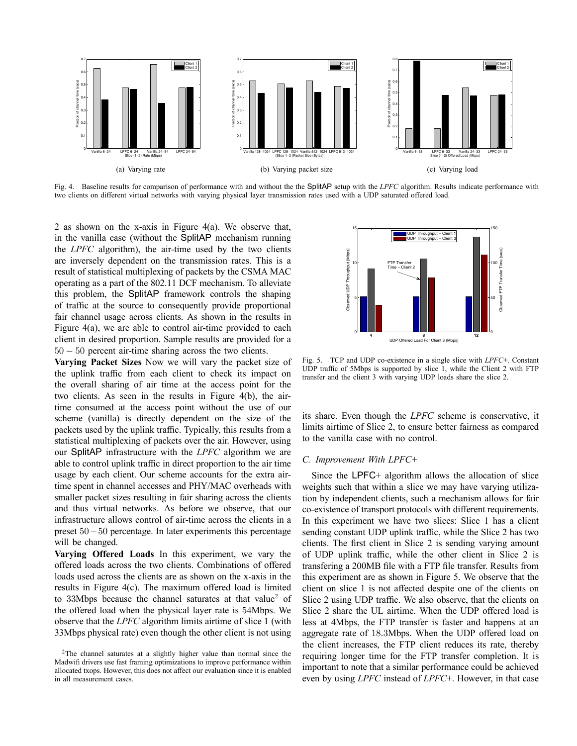(a) Varying rate

(b) Varying packet size

(c) Varying load

Fig. 4. Baseline results for comparison of performance with and without the the SplitAP setup with the *LPFC* algorithm. Results indicate performance with two clients on different virtual networks with varying physical layer transmission rates used with a UDP saturated offered load.

2 as shown on the x-axis in Figure 4(a). We observe that, in the vanilla case (without the SplitAP mechanism running the *LPFC* algorithm), the air-time used by the two clients are inversely dependent on the transmission rates. This is a result of statistical multiplexing of packets by the CSMA MAC operating as a part of the 802.11 DCF mechanism. To alleviate this problem, the SplitAP framework controls the shaping of traffic at the source to consequently provide proportional fair channel usage across clients. As shown in the results in Figure 4(a), we are able to control air-time provided to each client in desired proportion. Sample results are provided for a $50-50$ percent air-time sharing across the two clients.

**Varying Packet Sizes** Now we will vary the packet size of the uplink traffic from each client to check its impact on the overall sharing of air time at the access point for the two clients. As seen in the results in Figure 4(b), the air-time consumed at the access point without the use of our scheme (vanilla) is directly dependent on the size of the packets used by the uplink traffic. Typically, this results from a statistical multiplexing of packets over the air. However, using our SplitAP infrastructure with the *LPFC* algorithm we are able to control uplink traffic in direct proportion to the air time usage by each client. Our scheme accounts for the extra air-time spent in channel accesses and PHY/MAC overheads with smaller packet sizes resulting in fair sharing across the clients and thus virtual networks. As before we observe, that our infrastructure allows control of air-time across the clients in a preset $50-50$ percentage. In later experiments this percentage will be changed.

**Varying Offered Loads** In this experiment, we vary the offered loads across the two clients. Combinations of offered loads used across the clients are as shown on the x-axis in the results in Figure 4(c). The maximum offered load is limited to 33Mbps because the channel saturates at that value[2] of the offered load when the physical layer rate is 54Mbps. We observe that the *LPFC* algorithm limits airtime of slice 1 (with 33Mbps physical rate) even though the other client is not using its share. Even though the *LPFC* scheme is conservative, it limits airtime of Slice 2, to ensure better fairness as compared to the vanilla case with no control.

[2]The channel saturates at a slightly higher value than normal since the Madwifi drivers use fast framing optimizations to improve performance within allocated txops. However, this does not affect our evaluation since it is enabled in all measurement cases.

Fig. 5. TCP and UDP co-existence in a single slice with *LPFC*+. Constant UDP traffic of 5Mbps is supported by slice 1, while the Client 2 with FTP transfer and the client 3 with varying UDP loads share the slice 2.

### C. Improvement With LPFC+

Since the LPFC+ algorithm allows the allocation of slice weights such that within a slice we may have varying utilization by independent clients, such a mechanism allows for fair co-existence of transport protocols with different requirements. In this experiment we have two slices: Slice 1 has a client sending constant UDP uplink traffic, while the Slice 2 has two clients. The first client in Slice 2 is sending varying amount of UDP uplink traffic, while the other client in Slice 2 is transfering a 200MB file with a FTP file transfer. Results from this experiment are as shown in Figure 5. We observe that the client on slice 1 is not affected despite one of the clients on Slice 2 using UDP traffic. We also observe, that the clients on Slice 2 share the UL airtime. When the UDP offered load is less at 4Mbps, the FTP transfer is faster and happens at an aggregate rate of 18.3Mbps. When the UDP offered load on the client increases, the FTP client reduces its rate, thereby requiring longer time for the FTP transfer completion. It is important to note that a similar performance could be achieved even by using *LPFC* instead of *LPFC*+. However, in that case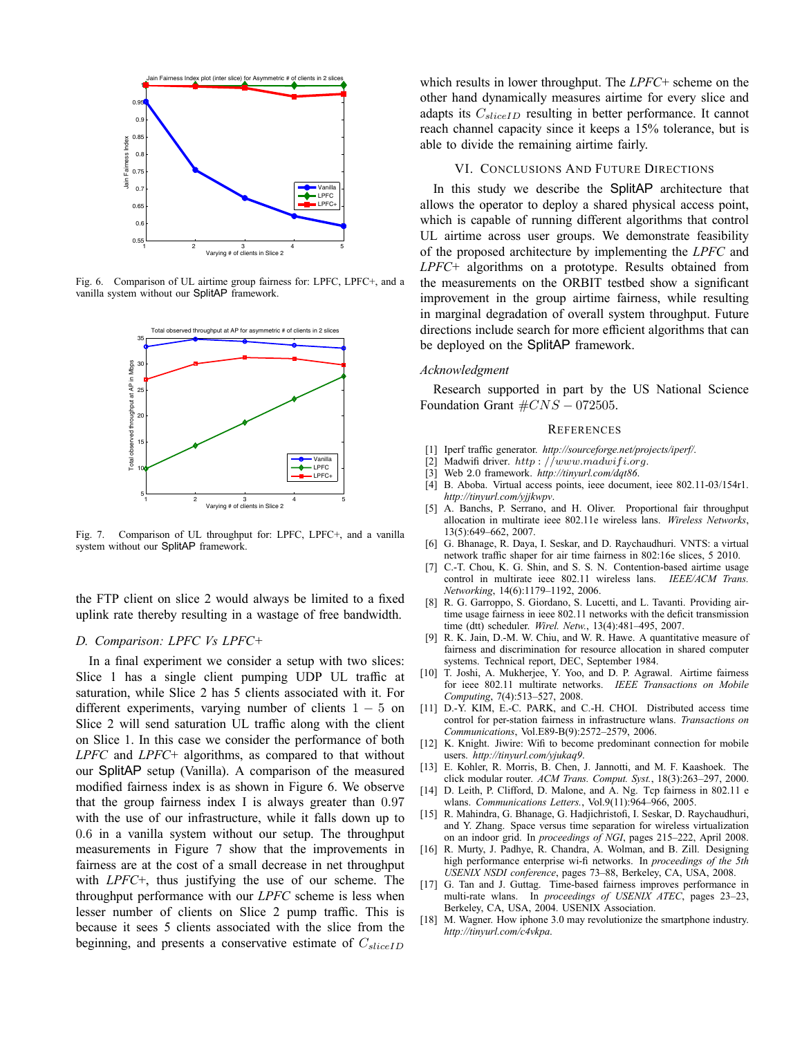Jain Fairness Index plot (inter slice) for Asymmetric # of clients in 2 slices

Jain Fairness Index

0.55 0.6 0.65 0.7 0.75 0.8 0.85 0.9 0.95

Varying # of clients in Slice 2

1 2 3 4 5

Vanilla
LPFC
LPFC+

Fig. 6. Comparison of UL airtime group fairness for: LPFC, LPFC+, and a vanilla system without our SplitAP framework.

Total observed throughput at AP for asymmetric # of clients in 2 slices

Total observed throughput at AP in Mbps

5 10 15 20 25 30 35

Varying # of clients in Slice 2

1 2 3 4 5

Vanilla
LPFC
LPFC+

Fig. 7. Comparison of UL throughput for: LPFC, LPFC+, and a vanilla system without our SplitAP framework.

the FTP client on slice 2 would always be limited to a fixed uplink rate thereby resulting in a wastage of free bandwidth.

### D. Comparison: LPFC Vs LPFC+

In a final experiment we consider a setup with two slices: Slice 1 has a single client pumping UDP UL traffic at saturation, while Slice 2 has 5 clients associated with it. For different experiments, varying number of clients $1-5$ on Slice 2 will send saturation UL traffic along with the client on Slice 1. In this case we consider the performance of both *LPFC* and *LPFC+* algorithms, as compared to that without our SplitAP setup (Vanilla). A comparison of the measured modified fairness index is as shown in Figure 6. We observe that the group fairness index I is always greater than $0.97$ with the use of our infrastructure, while it falls down up to $0.6$ in a vanilla system without our setup. The throughput measurements in Figure 7 show that the improvements in fairness are at the cost of a small decrease in net throughput with *LPFC+*, thus justifying the use of our scheme. The throughput performance with our *LPFC* scheme is less when lesser number of clients on Slice 2 pump traffic. This is because it sees 5 clients associated with the slice from the beginning, and presents a conservative estimate of $C_{sliceID}$ which results in lower throughput. The *LPFC+* scheme on the other hand dynamically measures airtime for every slice and adapts its $C_{sliceID}$ resulting in better performance. It cannot reach channel capacity since it keeps a 15% tolerance, but is able to divide the remaining airtime fairly.

## VI. Conclusions And Future Directions

In this study we describe the SplitAP architecture that allows the operator to deploy a shared physical access point, which is capable of running different algorithms that control UL airtime across user groups. We demonstrate feasibility of the proposed architecture by implementing the *LPFC* and *LPFC+* algorithms on a prototype. Results obtained from the measurements on the ORBIT testbed show a significant improvement in the group airtime fairness, while resulting in marginal degradation of overall system throughput. Future directions include search for more efficient algorithms that can be deployed on the SplitAP framework.

### *Acknowledgment*

Research supported in part by the US National Science Foundation Grant $\#CNS-072505$.

## References

[1] Iperf traffic generator. *http://sourceforge.net/projects/iperf/*.

[2] Madwifi driver. $http://www.madwifi.org$.

[3] Web 2.0 framework. *http://tinyurl.com/dqt86*.

[4] B. Aboba. Virtual access points, ieee document, ieee 802.11-03/154r1. *http://tinyurl.com/yjjkwpv*.

[5] A. Banchs, P. Serrano, and H. Oliver. Proportional fair throughput allocation in multirate ieee 802.11e wireless lans. *Wireless Networks*, 13(5):649–662, 2007.

[6] G. Bhanage, R. Daya, I. Seskar, and D. Raychaudhuri. VNTS: a virtual network traffic shaper for air time fairness in 802:16e slices, 5 2010.

[7] C.-T. Chou, K. G. Shin, and S. S. N. Contention-based airtime usage control in multirate ieee 802.11 wireless lans. *IEEE/ACM Trans. Networking*, 14(6):1179–1192, 2006.

[8] R. G. Garroppo, S. Giordano, S. Lucetti, and L. Tavanti. Providing airtime usage fairness in ieee 802.11 networks with the deficit transmission time (dtt) scheduler. *Wirel. Netw.*, 13(4):481–495, 2007.

[9] R. K. Jain, D.-M. W. Chiu, and W. R. Hawe. A quantitative measure of fairness and discrimination for resource allocation in shared computer systems. Technical report, DEC, September 1984.

[10] T. Joshi, A. Mukherjee, Y. Yoo, and D. P. Agrawal. Airtime fairness for ieee 802.11 multirate networks. *IEEE Transactions on Mobile Computing*, 7(4):513–527, 2008.

[11] D.-Y. KIM, E.-C. PARK, and C.-H. CHOI. Distributed access time control for per-station fairness in infrastructure wlans. *Transactions on Communications*, Vol.E89-B(9):2572–2579, 2006.

[12] K. Knight. Jiwire: Wifi to become predominant connection for mobile users. *http://tinyurl.com/yjukaq9*.

[13] E. Kohler, R. Morris, B. Chen, J. Jannotti, and M. F. Kaashoek. The click modular router. *ACM Trans. Comput. Syst.*, 18(3):263–297, 2000.

[14] D. Leith, P. Clifford, D. Malone, and A. Ng. Tcp fairness in 802.11 e wlans. *Communications Letters.*, Vol.9(11):964–966, 2005.

[15] R. Mahindra, G. Bhanage, G. Hadjichristofi, I. Seskar, D. Raychaudhuri, and Y. Zhang. Space versus time separation for wireless virtualization on an indoor grid. In *proceedings of NGI*, pages 215–222, April 2008.

[16] R. Murty, J. Padhye, R. Chandra, A. Wolman, and B. Zill. Designing high performance enterprise wi-fi networks. In *proceedings of the 5th USENIX NSDI conference*, pages 73–88, Berkeley, CA, USA, 2008.

[17] G. Tan and J. Guttag. Time-based fairness improves performance in multi-rate wlans. In *proceedings of USENIX ATEC*, pages 23–23, Berkeley, CA, USA, 2004. USENIX Association.

[18] M. Wagner. How iphone 3.0 may revolutionize the smartphone industry. *http://tinyurl.com/c4vkpa*.